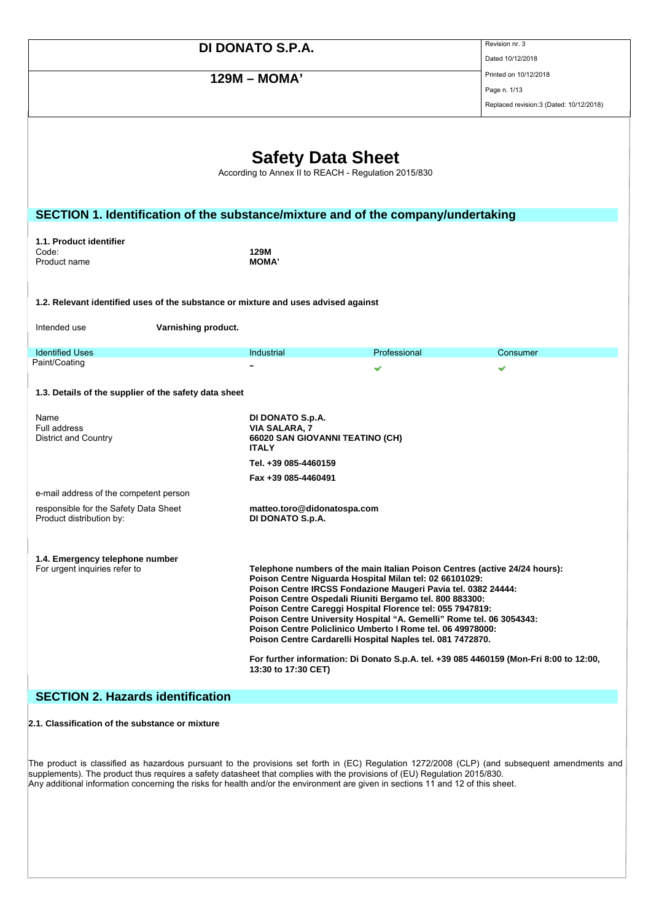# Safety Data Sheet

According to Annex II to REACH - Regulation 2015/830

## SECTION 1. Identification of the substance/mixture and of the company/undertaking

### 1.1. Product identifier

| | |
|---|---|
| Code: | **129M** |
| Product name | **MOMA'** |

### 1.2. Relevant identified uses of the substance or mixture and uses advised against

Intended use **Varnishing product.**

| Identified Uses | Industrial | Professional | Consumer |
|---|---|---|---|
| Paint/Coating | – | ✔ | ✔ |

### 1.3. Details of the supplier of the safety data sheet

| | |
|---|---|
| Name | **DI DONATO S.p.A.** |
| Full address | **VIA SALARA, 7** |
| District and Country | **66020 SAN GIOVANNI TEATINO (CH)** **ITALY** |
| | **Tel. +39 085-4460159** |
| | **Fax +39 085-4460491** |
| e-mail address of the competent person responsible for the Safety Data Sheet | **matteo.toro@didonatospa.com** |
| Product distribution by: | **DI DONATO S.p.A.** |

### 1.4. Emergency telephone number

For urgent inquiries refer to

**Telephone numbers of the main Italian Poison Centres (active 24/24 hours):**
**Poison Centre Niguarda Hospital Milan tel: 02 66101029:**
**Poison Centre IRCSS Fondazione Maugeri Pavia tel. 0382 24444:**
**Poison Centre Ospedali Riuniti Bergamo tel. 800 883300:**
**Poison Centre Careggi Hospital Florence tel: 055 7947819:**
**Poison Centre University Hospital "A. Gemelli" Rome tel. 06 3054343:**
**Poison Centre Policlinico Umberto I Rome tel. 06 49978000:**
**Poison Centre Cardarelli Hospital Naples tel. 081 7472870.**

**For further information: Di Donato S.p.A. tel. +39 085 4460159 (Mon-Fri 8:00 to 12:00, 13:30 to 17:30 CET)**

## SECTION 2. Hazards identification

### 2.1. Classification of the substance or mixture

The product is classified as hazardous pursuant to the provisions set forth in (EC) Regulation 1272/2008 (CLP) (and subsequent amendments and supplements). The product thus requires a safety datasheet that complies with the provisions of (EU) Regulation 2015/830.
Any additional information concerning the risks for health and/or the environment are given in sections 11 and 12 of this sheet.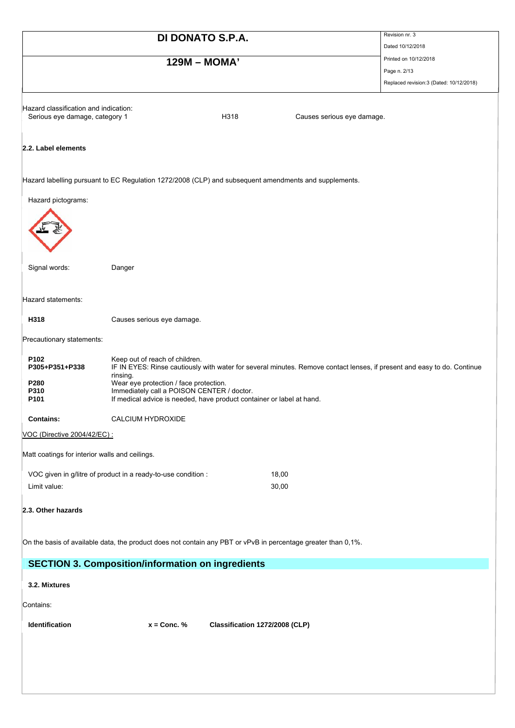Hazard classification and indication:

| | | |
|---|---|---|
| Serious eye damage, category 1 | H318 | Causes serious eye damage. |

**2.2. Label elements**

Hazard labelling pursuant to EC Regulation 1272/2008 (CLP) and subsequent amendments and supplements.

Hazard pictograms:

Signal words: Danger

Hazard statements:

**H318** Causes serious eye damage.

Precautionary statements:

| | |
|---|---|
| **P102** | Keep out of reach of children. |
| **P305+P351+P338** | IF IN EYES: Rinse cautiously with water for several minutes. Remove contact lenses, if present and easy to do. Continue rinsing. |
| **P280** | Wear eye protection / face protection. |
| **P310** | Immediately call a POISON CENTER / doctor. |
| **P101** | If medical advice is needed, have product container or label at hand. |

**Contains:** CALCIUM HYDROXIDE

VOC (Directive 2004/42/EC) :

Matt coatings for interior walls and ceilings.

| | |
|---|---|
| VOC given in g/litre of product in a ready-to-use condition : | 18,00 |
| Limit value: | 30,00 |

**2.3. Other hazards**

On the basis of available data, the product does not contain any PBT or vPvB in percentage greater than 0,1%.

## SECTION 3. Composition/information on ingredients

**3.2. Mixtures**

Contains:

| Identification | x = Conc. % | Classification 1272/2008 (CLP) |
|---|---|---|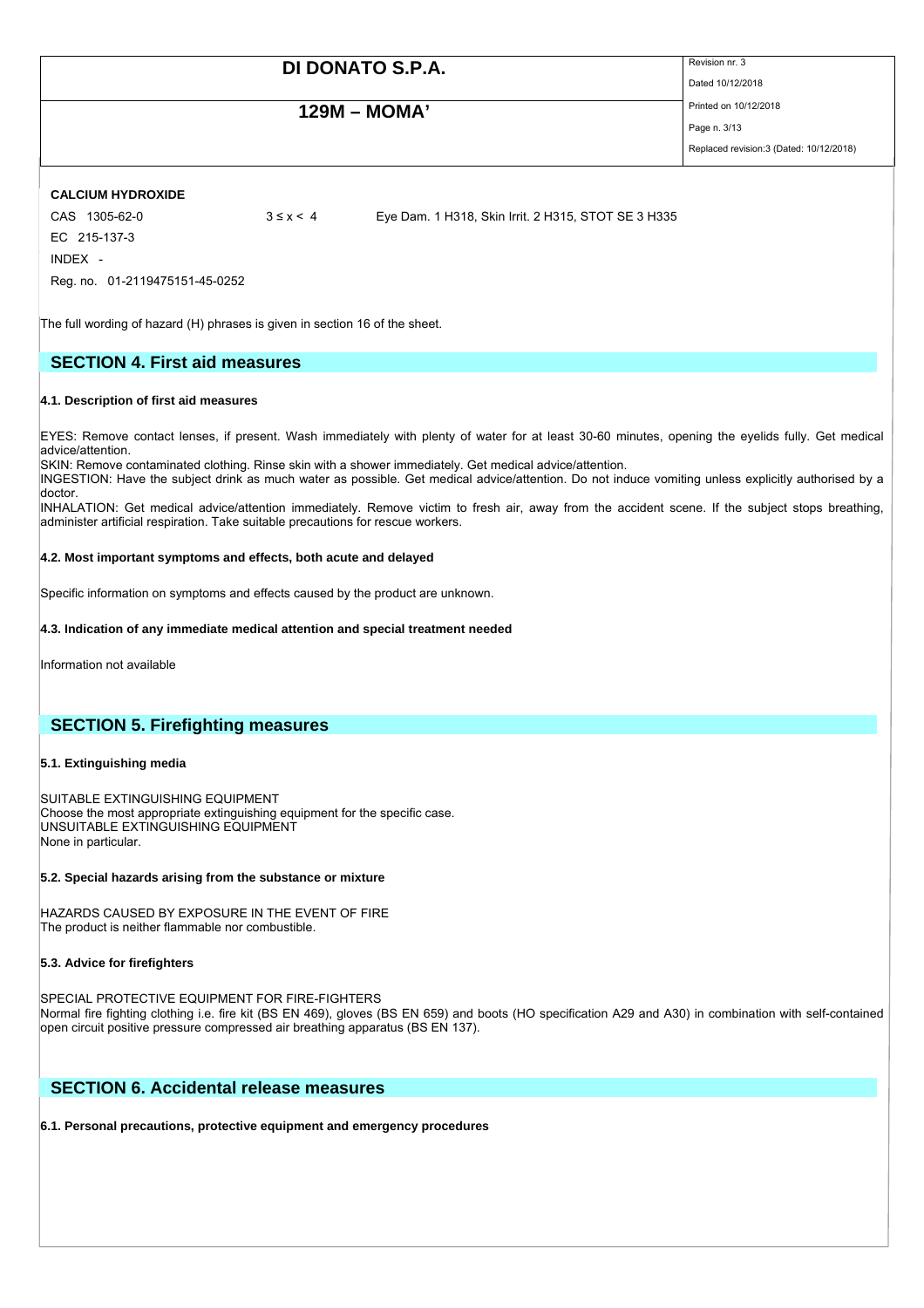**CALCIUM HYDROXIDE**

CAS 1305-62-0 | $3 \leq x < 4$ | Eye Dam. 1 H318, Skin Irrit. 2 H315, STOT SE 3 H335

EC 215-137-3

INDEX -

Reg. no. 01-2119475151-45-0252

The full wording of hazard (H) phrases is given in section 16 of the sheet.

## SECTION 4. First aid measures

### 4.1. Description of first aid measures

EYES: Remove contact lenses, if present. Wash immediately with plenty of water for at least 30-60 minutes, opening the eyelids fully. Get medical advice/attention.
SKIN: Remove contaminated clothing. Rinse skin with a shower immediately. Get medical advice/attention.
INGESTION: Have the subject drink as much water as possible. Get medical advice/attention. Do not induce vomiting unless explicitly authorised by a doctor.
INHALATION: Get medical advice/attention immediately. Remove victim to fresh air, away from the accident scene. If the subject stops breathing, administer artificial respiration. Take suitable precautions for rescue workers.

### 4.2. Most important symptoms and effects, both acute and delayed

Specific information on symptoms and effects caused by the product are unknown.

### 4.3. Indication of any immediate medical attention and special treatment needed

Information not available

## SECTION 5. Firefighting measures

### 5.1. Extinguishing media

SUITABLE EXTINGUISHING EQUIPMENT
Choose the most appropriate extinguishing equipment for the specific case.
UNSUITABLE EXTINGUISHING EQUIPMENT
None in particular.

### 5.2. Special hazards arising from the substance or mixture

HAZARDS CAUSED BY EXPOSURE IN THE EVENT OF FIRE
The product is neither flammable nor combustible.

### 5.3. Advice for firefighters

SPECIAL PROTECTIVE EQUIPMENT FOR FIRE-FIGHTERS
Normal fire fighting clothing i.e. fire kit (BS EN 469), gloves (BS EN 659) and boots (HO specification A29 and A30) in combination with self-contained open circuit positive pressure compressed air breathing apparatus (BS EN 137).

## SECTION 6. Accidental release measures

### 6.1. Personal precautions, protective equipment and emergency procedures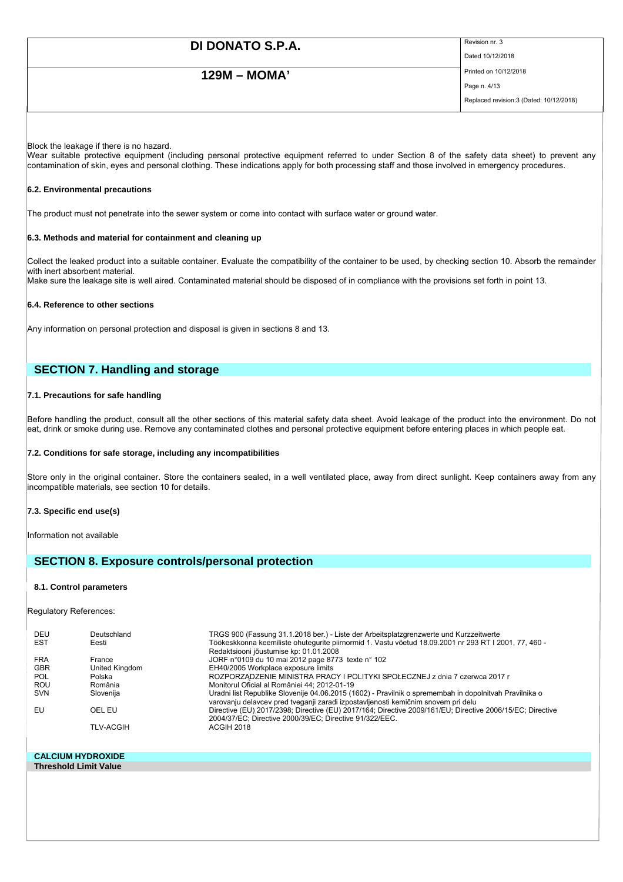Block the leakage if there is no hazard.
Wear suitable protective equipment (including personal protective equipment referred to under Section 8 of the safety data sheet) to prevent any contamination of skin, eyes and personal clothing. These indications apply for both processing staff and those involved in emergency procedures.

### 6.2. Environmental precautions

The product must not penetrate into the sewer system or come into contact with surface water or ground water.

### 6.3. Methods and material for containment and cleaning up

Collect the leaked product into a suitable container. Evaluate the compatibility of the container to be used, by checking section 10. Absorb the remainder with inert absorbent material.
Make sure the leakage site is well aired. Contaminated material should be disposed of in compliance with the provisions set forth in point 13.

### 6.4. Reference to other sections

Any information on personal protection and disposal is given in sections 8 and 13.

## SECTION 7. Handling and storage

### 7.1. Precautions for safe handling

Before handling the product, consult all the other sections of this material safety data sheet. Avoid leakage of the product into the environment. Do not eat, drink or smoke during use. Remove any contaminated clothes and personal protective equipment before entering places in which people eat.

### 7.2. Conditions for safe storage, including any incompatibilities

Store only in the original container. Store the containers sealed, in a well ventilated place, away from direct sunlight. Keep containers away from any incompatible materials, see section 10 for details.

### 7.3. Specific end use(s)

Information not available

## SECTION 8. Exposure controls/personal protection

### 8.1. Control parameters

Regulatory References:

| | | |
|---|---|---|
| DEU | Deutschland | TRGS 900 (Fassung 31.1.2018 ber.) - Liste der Arbeitsplatzgrenzwerte und Kurzzeitwerte |
| EST | Eesti | Töökeskkonna keemiliste ohutegurite piirnormid 1. Vastu võetud 18.09.2001 nr 293 RT I 2001, 77, 460 - Redaktsiooni jõustumise kp: 01.01.2008 |
| FRA | France | JORF n°0109 du 10 mai 2012 page 8773 texte n° 102 |
| GBR | United Kingdom | EH40/2005 Workplace exposure limits |
| POL | Polska | ROZPORZĄDZENIE MINISTRA PRACY I POLITYKI SPOŁECZNEJ z dnia 7 czerwca 2017 r |
| ROU | România | Monitorul Oficial al României 44; 2012-01-19 |
| SVN | Slovenija | Uradni list Republike Slovenije 04.06.2015 (1602) - Pravilnik o spremembah in dopolnitvah Pravilnika o varovanju delavcev pred tveganji zaradi izpostavljenosti kemičnim snovem pri delu |
| EU | OEL EU | Directive (EU) 2017/2398; Directive (EU) 2017/164; Directive 2009/161/EU; Directive 2006/15/EC; Directive 2004/37/EC; Directive 2000/39/EC; Directive 91/322/EEC. |
| | TLV-ACGIH | ACGIH 2018 |

**CALCIUM HYDROXIDE**

**Threshold Limit Value**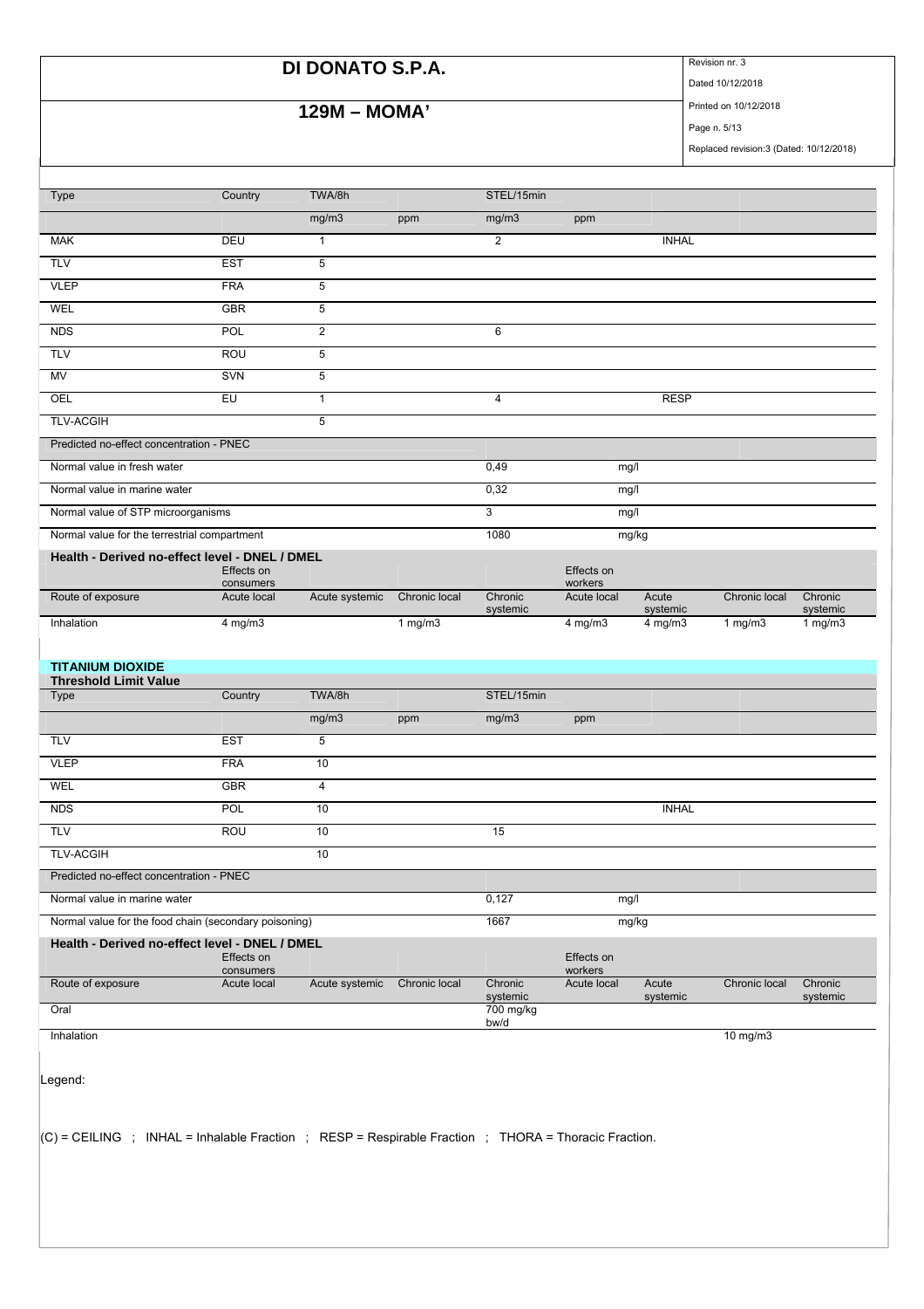| Type | Country | TWA/8h | | STEL/15min | | | | |
|---|---|---|---|---|---|---|---|---|
| | | mg/m3 | ppm | mg/m3 | ppm | | | |
| MAK | DEU | 1 | | 2 | | INHAL | | |
| TLV | EST | 5 | | | | | | |
| VLEP | FRA | 5 | | | | | | |
| WEL | GBR | 5 | | | | | | |
| NDS | POL | 2 | | 6 | | | | |
| TLV | ROU | 5 | | | | | | |
| MV | SVN | 5 | | | | | | |
| OEL | EU | 1 | | 4 | | RESP | | |
| TLV-ACGIH | | 5 | | | | | | |

| Predicted no-effect concentration - PNEC | | |
|---|---|---|
| Normal value in fresh water | 0,49 | mg/l |
| Normal value in marine water | 0,32 | mg/l |
| Normal value of STP microorganisms | 3 | mg/l |
| Normal value for the terrestrial compartment | 1080 | mg/kg |

**Health - Derived no-effect level - DNEL / DMEL**

| | Effects on consumers | | | | Effects on workers | | | |
|---|---|---|---|---|---|---|---|---|
| Route of exposure | Acute local | Acute systemic | Chronic local | Chronic systemic | Acute local | Acute systemic | Chronic local | Chronic systemic |
| Inhalation | 4 mg/m3 | | 1 mg/m3 | | 4 mg/m3 | 4 mg/m3 | 1 mg/m3 | 1 mg/m3 |

**TITANIUM DIOXIDE**

**Threshold Limit Value**

| Type | Country | TWA/8h | | STEL/15min | | | | |
|---|---|---|---|---|---|---|---|---|
| | | mg/m3 | ppm | mg/m3 | ppm | | | |
| TLV | EST | 5 | | | | | | |
| VLEP | FRA | 10 | | | | | | |
| WEL | GBR | 4 | | | | | | |
| NDS | POL | 10 | | | | INHAL | | |
| TLV | ROU | 10 | | 15 | | | | |
| TLV-ACGIH | | 10 | | | | | | |

| Predicted no-effect concentration - PNEC | | |
|---|---|---|
| Normal value in marine water | 0,127 | mg/l |
| Normal value for the food chain (secondary poisoning) | 1667 | mg/kg |

**Health - Derived no-effect level - DNEL / DMEL**

| | Effects on consumers | | | | Effects on workers | | | |
|---|---|---|---|---|---|---|---|---|
| Route of exposure | Acute local | Acute systemic | Chronic local | Chronic systemic | Acute local | Acute systemic | Chronic local | Chronic systemic |
| Oral | | | | 700 mg/kg bw/d | | | | |
| Inhalation | | | | | | | 10 mg/m3 | |

Legend:

(C) = CEILING ; INHAL = Inhalable Fraction ; RESP = Respirable Fraction ; THORA = Thoracic Fraction.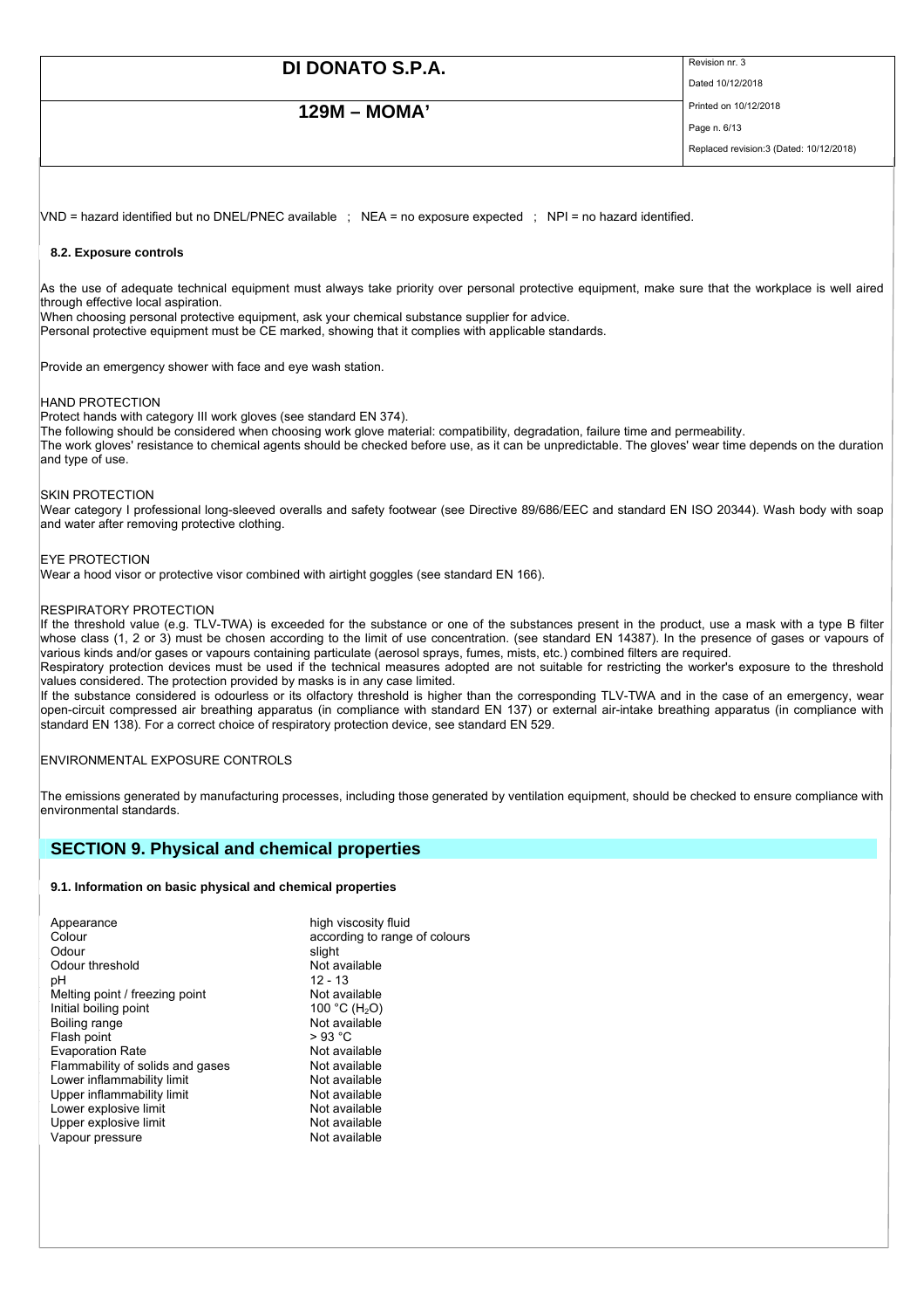VND = hazard identified but no DNEL/PNEC available ; NEA = no exposure expected ; NPI = no hazard identified.

### 8.2. Exposure controls

As the use of adequate technical equipment must always take priority over personal protective equipment, make sure that the workplace is well aired through effective local aspiration.
When choosing personal protective equipment, ask your chemical substance supplier for advice.
Personal protective equipment must be CE marked, showing that it complies with applicable standards.

Provide an emergency shower with face and eye wash station.

HAND PROTECTION
Protect hands with category III work gloves (see standard EN 374).
The following should be considered when choosing work glove material: compatibility, degradation, failure time and permeability.
The work gloves' resistance to chemical agents should be checked before use, as it can be unpredictable. The gloves' wear time depends on the duration and type of use.

SKIN PROTECTION
Wear category I professional long-sleeved overalls and safety footwear (see Directive 89/686/EEC and standard EN ISO 20344). Wash body with soap and water after removing protective clothing.

EYE PROTECTION
Wear a hood visor or protective visor combined with airtight goggles (see standard EN 166).

RESPIRATORY PROTECTION
If the threshold value (e.g. TLV-TWA) is exceeded for the substance or one of the substances present in the product, use a mask with a type B filter whose class (1, 2 or 3) must be chosen according to the limit of use concentration. (see standard EN 14387). In the presence of gases or vapours of various kinds and/or gases or vapours containing particulate (aerosol sprays, fumes, mists, etc.) combined filters are required.
Respiratory protection devices must be used if the technical measures adopted are not suitable for restricting the worker's exposure to the threshold values considered. The protection provided by masks is in any case limited.
If the substance considered is odourless or its olfactory threshold is higher than the corresponding TLV-TWA and in the case of an emergency, wear open-circuit compressed air breathing apparatus (in compliance with standard EN 137) or external air-intake breathing apparatus (in compliance with standard EN 138). For a correct choice of respiratory protection device, see standard EN 529.

ENVIRONMENTAL EXPOSURE CONTROLS

The emissions generated by manufacturing processes, including those generated by ventilation equipment, should be checked to ensure compliance with environmental standards.

## SECTION 9. Physical and chemical properties

### 9.1. Information on basic physical and chemical properties

| | |
|---|---|
| Appearance | high viscosity fluid |
| Colour | according to range of colours |
| Odour | slight |
| Odour threshold | Not available |
| pH | 12 - 13 |
| Melting point / freezing point | Not available |
| Initial boiling point | 100 °C ($H_2O$) |
| Boiling range | Not available |
| Flash point | > 93 °C |
| Evaporation Rate | Not available |
| Flammability of solids and gases | Not available |
| Lower inflammability limit | Not available |
| Upper inflammability limit | Not available |
| Lower explosive limit | Not available |
| Upper explosive limit | Not available |
| Vapour pressure | Not available |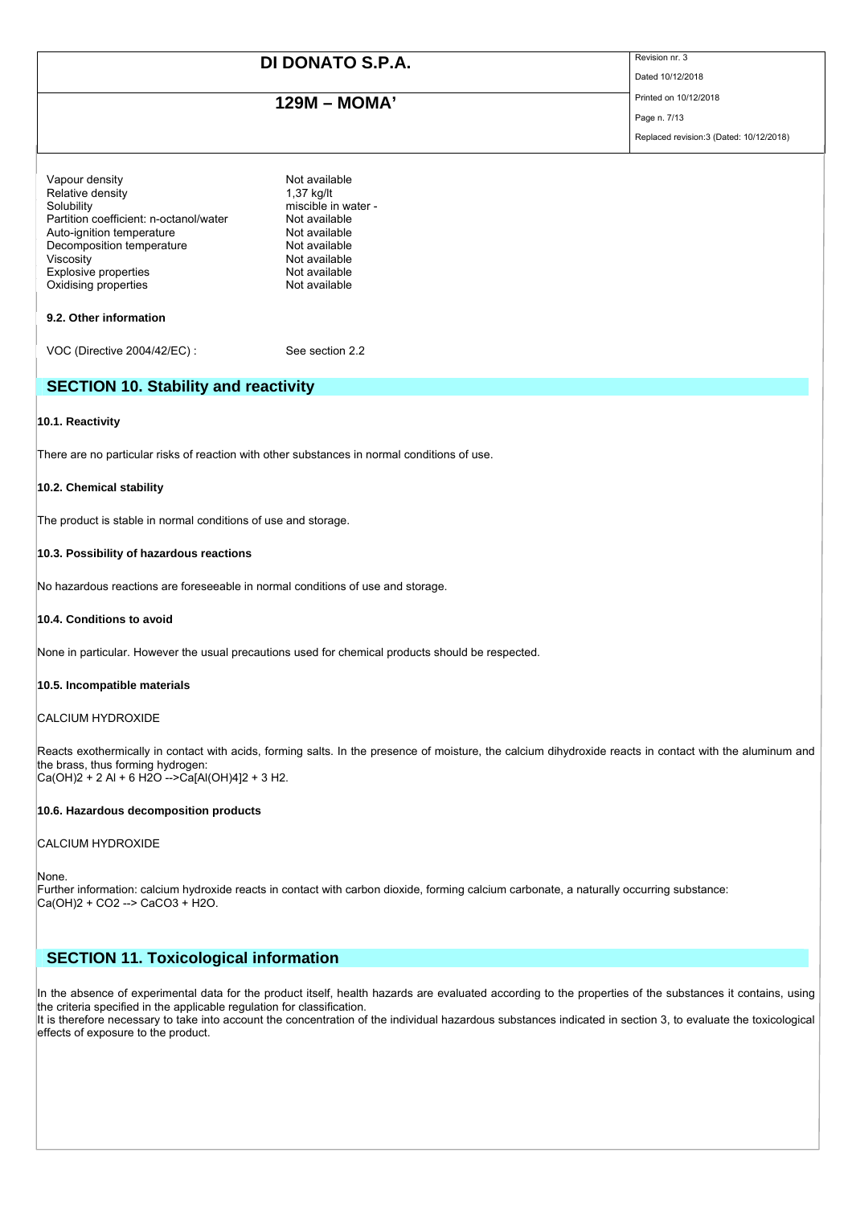| | |
|---|---|
| Vapour density | Not available |
| Relative density | 1,37 kg/lt |
| Solubility | miscible in water - |
| Partition coefficient: n-octanol/water | Not available |
| Auto-ignition temperature | Not available |
| Decomposition temperature | Not available |
| Viscosity | Not available |
| Explosive properties | Not available |
| Oxidising properties | Not available |

**9.2. Other information**

VOC (Directive 2004/42/EC) : See section 2.2

## SECTION 10. Stability and reactivity

**10.1. Reactivity**

There are no particular risks of reaction with other substances in normal conditions of use.

**10.2. Chemical stability**

The product is stable in normal conditions of use and storage.

**10.3. Possibility of hazardous reactions**

No hazardous reactions are foreseeable in normal conditions of use and storage.

**10.4. Conditions to avoid**

None in particular. However the usual precautions used for chemical products should be respected.

**10.5. Incompatible materials**

CALCIUM HYDROXIDE

Reacts exothermically in contact with acids, forming salts. In the presence of moisture, the calcium dihydroxide reacts in contact with the aluminum and the brass, thus forming hydrogen:
$Ca(OH)_2 + 2 Al + 6 H_2O \rightarrow Ca[Al(OH)_4]_2 + 3 H_2$.

**10.6. Hazardous decomposition products**

CALCIUM HYDROXIDE

None.
Further information: calcium hydroxide reacts in contact with carbon dioxide, forming calcium carbonate, a naturally occurring substance:
$Ca(OH)_2 + CO_2 \rightarrow CaCO_3 + H_2O$.

## SECTION 11. Toxicological information

In the absence of experimental data for the product itself, health hazards are evaluated according to the properties of the substances it contains, using the criteria specified in the applicable regulation for classification.
It is therefore necessary to take into account the concentration of the individual hazardous substances indicated in section 3, to evaluate the toxicological effects of exposure to the product.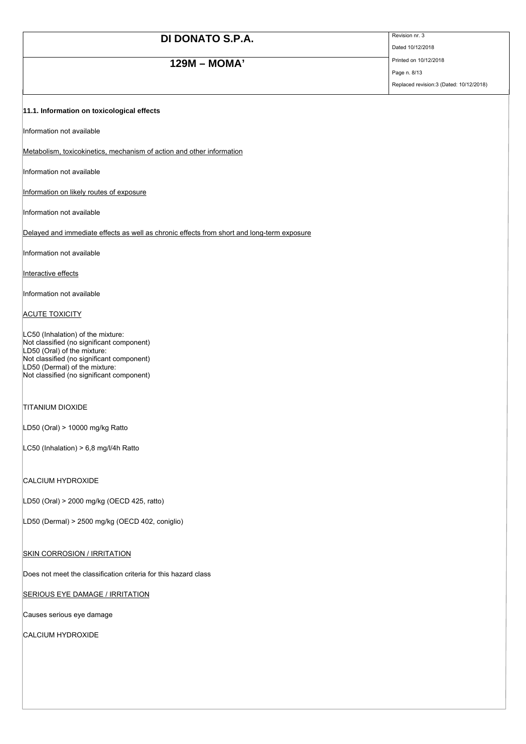### 11.1. Information on toxicological effects

Information not available

Metabolism, toxicokinetics, mechanism of action and other information

Information not available

Information on likely routes of exposure

Information not available

Delayed and immediate effects as well as chronic effects from short and long-term exposure

Information not available

Interactive effects

Information not available

ACUTE TOXICITY

LC50 (Inhalation) of the mixture:
Not classified (no significant component)
LD50 (Oral) of the mixture:
Not classified (no significant component)
LD50 (Dermal) of the mixture:
Not classified (no significant component)

TITANIUM DIOXIDE

LD50 (Oral) > 10000 mg/kg Ratto

LC50 (Inhalation) > 6,8 mg/l/4h Ratto

CALCIUM HYDROXIDE

LD50 (Oral) > 2000 mg/kg (OECD 425, ratto)

LD50 (Dermal) > 2500 mg/kg (OECD 402, coniglio)

SKIN CORROSION / IRRITATION

Does not meet the classification criteria for this hazard class

SERIOUS EYE DAMAGE / IRRITATION

Causes serious eye damage

CALCIUM HYDROXIDE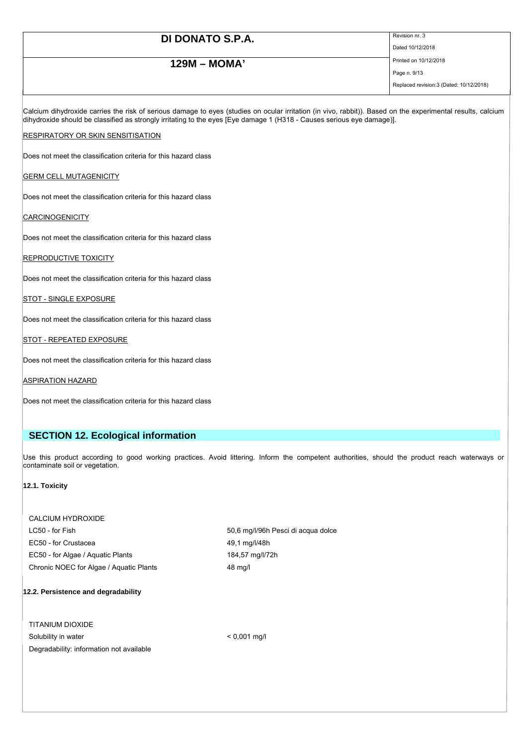Calcium dihydroxide carries the risk of serious damage to eyes (studies on ocular irritation (in vivo, rabbit)). Based on the experimental results, calcium dihydroxide should be classified as strongly irritating to the eyes [Eye damage 1 (H318 - Causes serious eye damage)].

RESPIRATORY OR SKIN SENSITISATION

Does not meet the classification criteria for this hazard class

GERM CELL MUTAGENICITY

Does not meet the classification criteria for this hazard class

CARCINOGENICITY

Does not meet the classification criteria for this hazard class

REPRODUCTIVE TOXICITY

Does not meet the classification criteria for this hazard class

STOT - SINGLE EXPOSURE

Does not meet the classification criteria for this hazard class

STOT - REPEATED EXPOSURE

Does not meet the classification criteria for this hazard class

ASPIRATION HAZARD

Does not meet the classification criteria for this hazard class

## SECTION 12. Ecological information

Use this product according to good working practices. Avoid littering. Inform the competent authorities, should the product reach waterways or contaminate soil or vegetation.

**12.1. Toxicity**

| CALCIUM HYDROXIDE | |
|---|---|
| LC50 - for Fish | 50,6 mg/l/96h Pesci di acqua dolce |
| EC50 - for Crustacea | 49,1 mg/l/48h |
| EC50 - for Algae / Aquatic Plants | 184,57 mg/l/72h |
| Chronic NOEC for Algae / Aquatic Plants | 48 mg/l |

**12.2. Persistence and degradability**

| TITANIUM DIOXIDE | |
|---|---|
| Solubility in water | < 0,001 mg/l |
| Degradability: information not available | |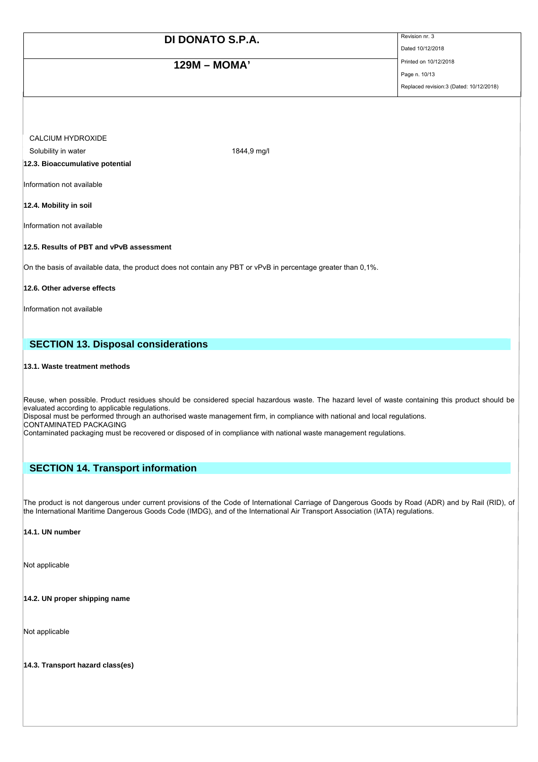CALCIUM HYDROXIDE

Solubility in water 1844,9 mg/l

**12.3. Bioaccumulative potential**

Information not available

**12.4. Mobility in soil**

Information not available

**12.5. Results of PBT and vPvB assessment**

On the basis of available data, the product does not contain any PBT or vPvB in percentage greater than 0,1%.

**12.6. Other adverse effects**

Information not available

## SECTION 13. Disposal considerations

**13.1. Waste treatment methods**

Reuse, when possible. Product residues should be considered special hazardous waste. The hazard level of waste containing this product should be evaluated according to applicable regulations.
Disposal must be performed through an authorised waste management firm, in compliance with national and local regulations.
CONTAMINATED PACKAGING
Contaminated packaging must be recovered or disposed of in compliance with national waste management regulations.

## SECTION 14. Transport information

The product is not dangerous under current provisions of the Code of International Carriage of Dangerous Goods by Road (ADR) and by Rail (RID), of the International Maritime Dangerous Goods Code (IMDG), and of the International Air Transport Association (IATA) regulations.

**14.1. UN number**

Not applicable

**14.2. UN proper shipping name**

Not applicable

**14.3. Transport hazard class(es)**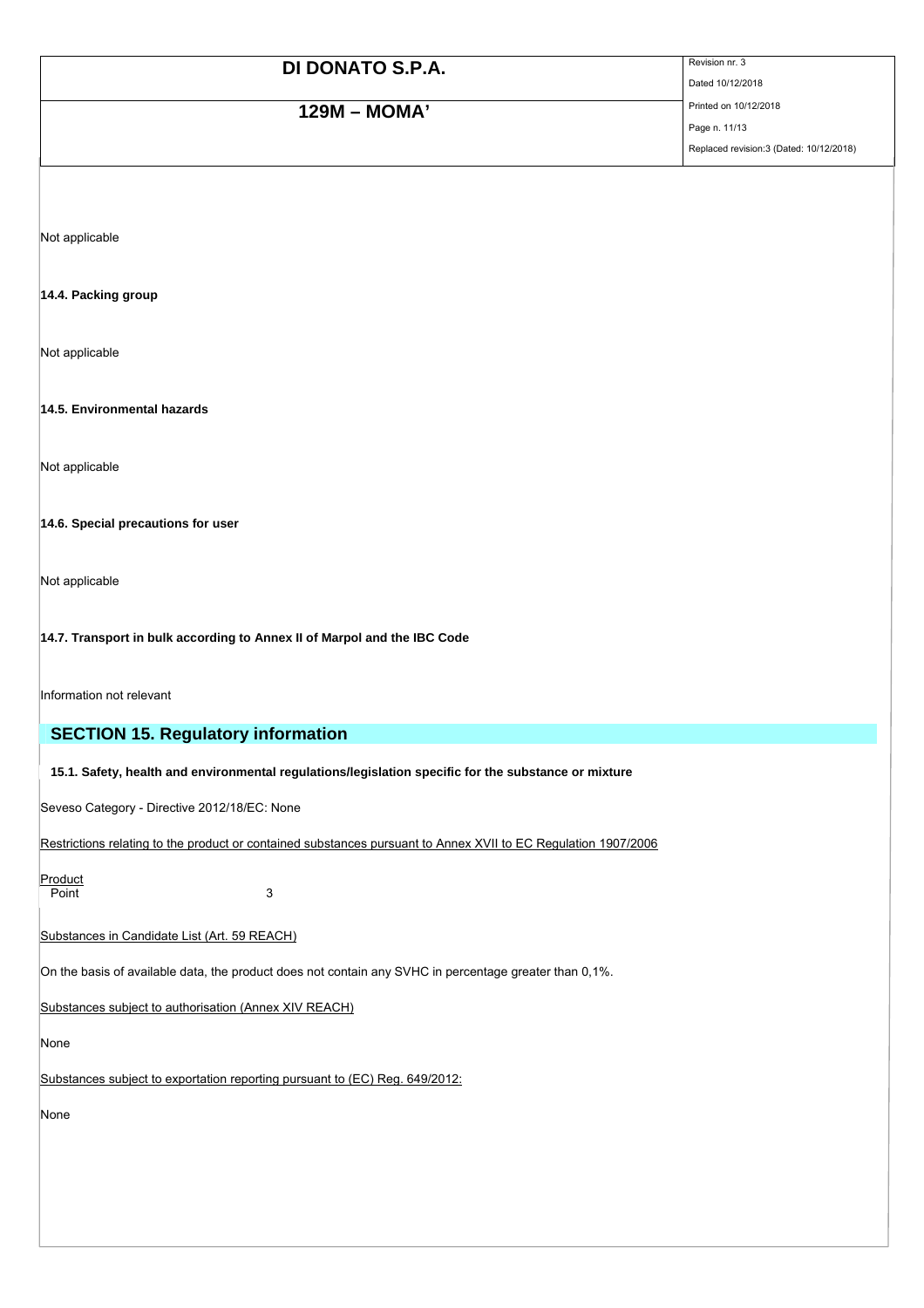Not applicable

**14.4. Packing group**

Not applicable

**14.5. Environmental hazards**

Not applicable

**14.6. Special precautions for user**

Not applicable

**14.7. Transport in bulk according to Annex II of Marpol and the IBC Code**

Information not relevant

## SECTION 15. Regulatory information

**15.1. Safety, health and environmental regulations/legislation specific for the substance or mixture**

Seveso Category - Directive 2012/18/EC: None

Restrictions relating to the product or contained substances pursuant to Annex XVII to EC Regulation 1907/2006

Product
Point 3

Substances in Candidate List (Art. 59 REACH)

On the basis of available data, the product does not contain any SVHC in percentage greater than 0,1%.

Substances subject to authorisation (Annex XIV REACH)

None

Substances subject to exportation reporting pursuant to (EC) Reg. 649/2012:

None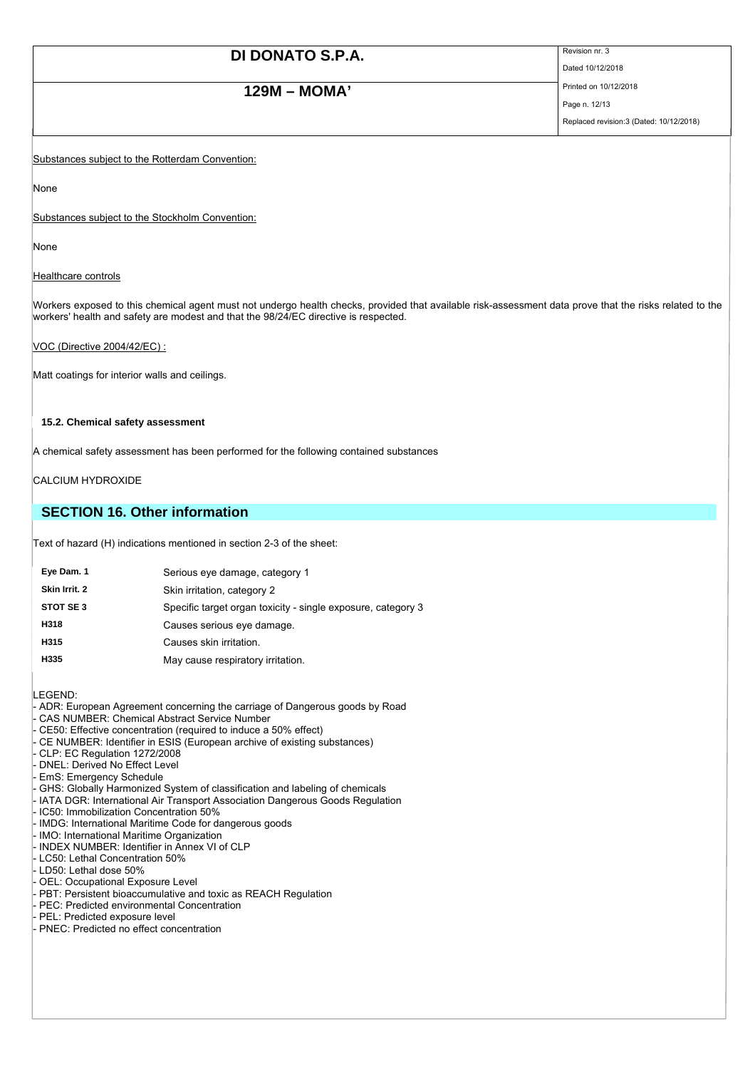Substances subject to the Rotterdam Convention:

None

Substances subject to the Stockholm Convention:

None

Healthcare controls

Workers exposed to this chemical agent must not undergo health checks, provided that available risk-assessment data prove that the risks related to the workers' health and safety are modest and that the 98/24/EC directive is respected.

VOC (Directive 2004/42/EC) :

Matt coatings for interior walls and ceilings.

### 15.2. Chemical safety assessment

A chemical safety assessment has been performed for the following contained substances

CALCIUM HYDROXIDE

## SECTION 16. Other information

Text of hazard (H) indications mentioned in section 2-3 of the sheet:

| | |
|---|---|
| **Eye Dam. 1** | Serious eye damage, category 1 |
| **Skin Irrit. 2** | Skin irritation, category 2 |
| **STOT SE 3** | Specific target organ toxicity - single exposure, category 3 |
| **H318** | Causes serious eye damage. |
| **H315** | Causes skin irritation. |
| **H335** | May cause respiratory irritation. |

LEGEND:

- ADR: European Agreement concerning the carriage of Dangerous goods by Road
- CAS NUMBER: Chemical Abstract Service Number
- CE50: Effective concentration (required to induce a 50% effect)
- CE NUMBER: Identifier in ESIS (European archive of existing substances)
- CLP: EC Regulation 1272/2008
- DNEL: Derived No Effect Level
- EmS: Emergency Schedule
- GHS: Globally Harmonized System of classification and labeling of chemicals
- IATA DGR: International Air Transport Association Dangerous Goods Regulation
- IC50: Immobilization Concentration 50%
- IMDG: International Maritime Code for dangerous goods
- IMO: International Maritime Organization
- INDEX NUMBER: Identifier in Annex VI of CLP
- LC50: Lethal Concentration 50%
- LD50: Lethal dose 50%
- OEL: Occupational Exposure Level
- PBT: Persistent bioaccumulative and toxic as REACH Regulation
- PEC: Predicted environmental Concentration
- PEL: Predicted exposure level
- PNEC: Predicted no effect concentration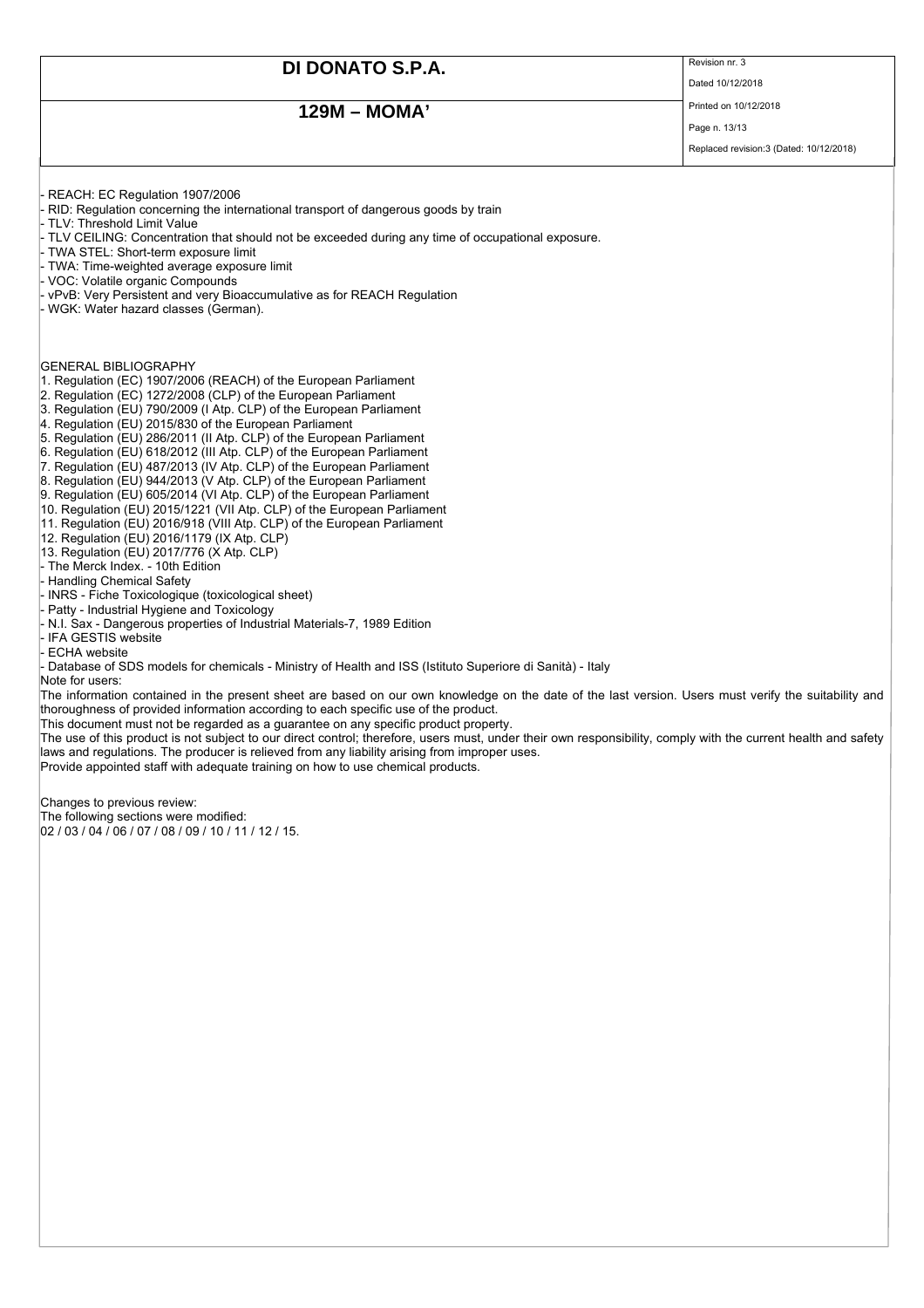- REACH: EC Regulation 1907/2006
- RID: Regulation concerning the international transport of dangerous goods by train
- TLV: Threshold Limit Value
- TLV CEILING: Concentration that should not be exceeded during any time of occupational exposure.
- TWA STEL: Short-term exposure limit
- TWA: Time-weighted average exposure limit
- VOC: Volatile organic Compounds
- vPvB: Very Persistent and very Bioaccumulative as for REACH Regulation
- WGK: Water hazard classes (German).

GENERAL BIBLIOGRAPHY

1. Regulation (EC) 1907/2006 (REACH) of the European Parliament
2. Regulation (EC) 1272/2008 (CLP) of the European Parliament
3. Regulation (EU) 790/2009 (I Atp. CLP) of the European Parliament
4. Regulation (EU) 2015/830 of the European Parliament
5. Regulation (EU) 286/2011 (II Atp. CLP) of the European Parliament
6. Regulation (EU) 618/2012 (III Atp. CLP) of the European Parliament
7. Regulation (EU) 487/2013 (IV Atp. CLP) of the European Parliament
8. Regulation (EU) 944/2013 (V Atp. CLP) of the European Parliament
9. Regulation (EU) 605/2014 (VI Atp. CLP) of the European Parliament
10. Regulation (EU) 2015/1221 (VII Atp. CLP) of the European Parliament
11. Regulation (EU) 2016/918 (VIII Atp. CLP) of the European Parliament
12. Regulation (EU) 2016/1179 (IX Atp. CLP)
13. Regulation (EU) 2017/776 (X Atp. CLP)

- The Merck Index. - 10th Edition
- Handling Chemical Safety
- INRS - Fiche Toxicologique (toxicological sheet)
- Patty - Industrial Hygiene and Toxicology
- N.I. Sax - Dangerous properties of Industrial Materials-7, 1989 Edition
- IFA GESTIS website
- ECHA website
- Database of SDS models for chemicals - Ministry of Health and ISS (Istituto Superiore di Sanità) - Italy

Note for users:

The information contained in the present sheet are based on our own knowledge on the date of the last version. Users must verify the suitability and thoroughness of provided information according to each specific use of the product.

This document must not be regarded as a guarantee on any specific product property.

The use of this product is not subject to our direct control; therefore, users must, under their own responsibility, comply with the current health and safety laws and regulations. The producer is relieved from any liability arising from improper uses.

Provide appointed staff with adequate training on how to use chemical products.

Changes to previous review:

The following sections were modified:

02 / 03 / 04 / 06 / 07 / 08 / 09 / 10 / 11 / 12 / 15.